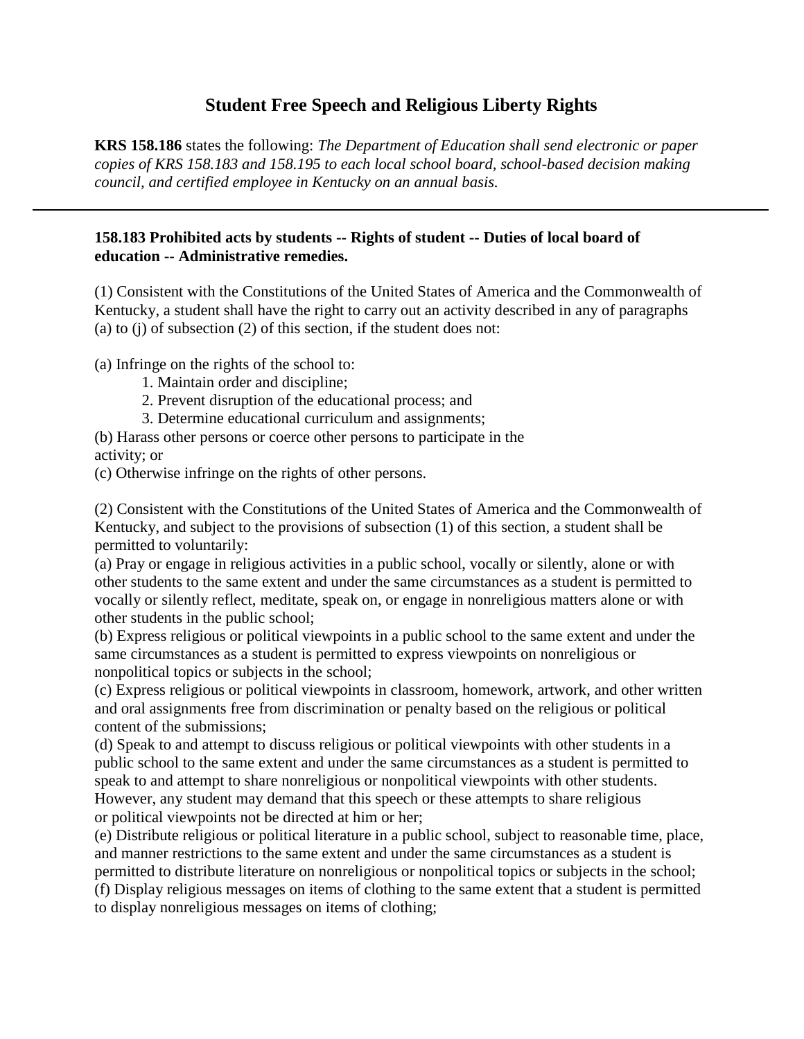# Student Free Speech and Religious Liberty Rights

**KRS 158.186** states the following: *The Department of Education shall send electronic or paper copies of KRS 158.183 and 158.195 to each local school board, school-based decision making council, and certified employee in Kentucky on an annual basis.*

---

**158.183 Prohibited acts by students -- Rights of student -- Duties of local board of education -- Administrative remedies.**

(1) Consistent with the Constitutions of the United States of America and the Commonwealth of Kentucky, a student shall have the right to carry out an activity described in any of paragraphs (a) to (j) of subsection (2) of this section, if the student does not:

(a) Infringe on the rights of the school to:
  1. Maintain order and discipline;
  2. Prevent disruption of the educational process; and
  3. Determine educational curriculum and assignments;

(b) Harass other persons or coerce other persons to participate in the activity; or
(c) Otherwise infringe on the rights of other persons.

(2) Consistent with the Constitutions of the United States of America and the Commonwealth of Kentucky, and subject to the provisions of subsection (1) of this section, a student shall be permitted to voluntarily:
(a) Pray or engage in religious activities in a public school, vocally or silently, alone or with other students to the same extent and under the same circumstances as a student is permitted to vocally or silently reflect, meditate, speak on, or engage in nonreligious matters alone or with other students in the public school;
(b) Express religious or political viewpoints in a public school to the same extent and under the same circumstances as a student is permitted to express viewpoints on nonreligious or nonpolitical topics or subjects in the school;
(c) Express religious or political viewpoints in classroom, homework, artwork, and other written and oral assignments free from discrimination or penalty based on the religious or political content of the submissions;
(d) Speak to and attempt to discuss religious or political viewpoints with other students in a public school to the same extent and under the same circumstances as a student is permitted to speak to and attempt to share nonreligious or nonpolitical viewpoints with other students. However, any student may demand that this speech or these attempts to share religious or political viewpoints not be directed at him or her;
(e) Distribute religious or political literature in a public school, subject to reasonable time, place, and manner restrictions to the same extent and under the same circumstances as a student is permitted to distribute literature on nonreligious or nonpolitical topics or subjects in the school;
(f) Display religious messages on items of clothing to the same extent that a student is permitted to display nonreligious messages on items of clothing;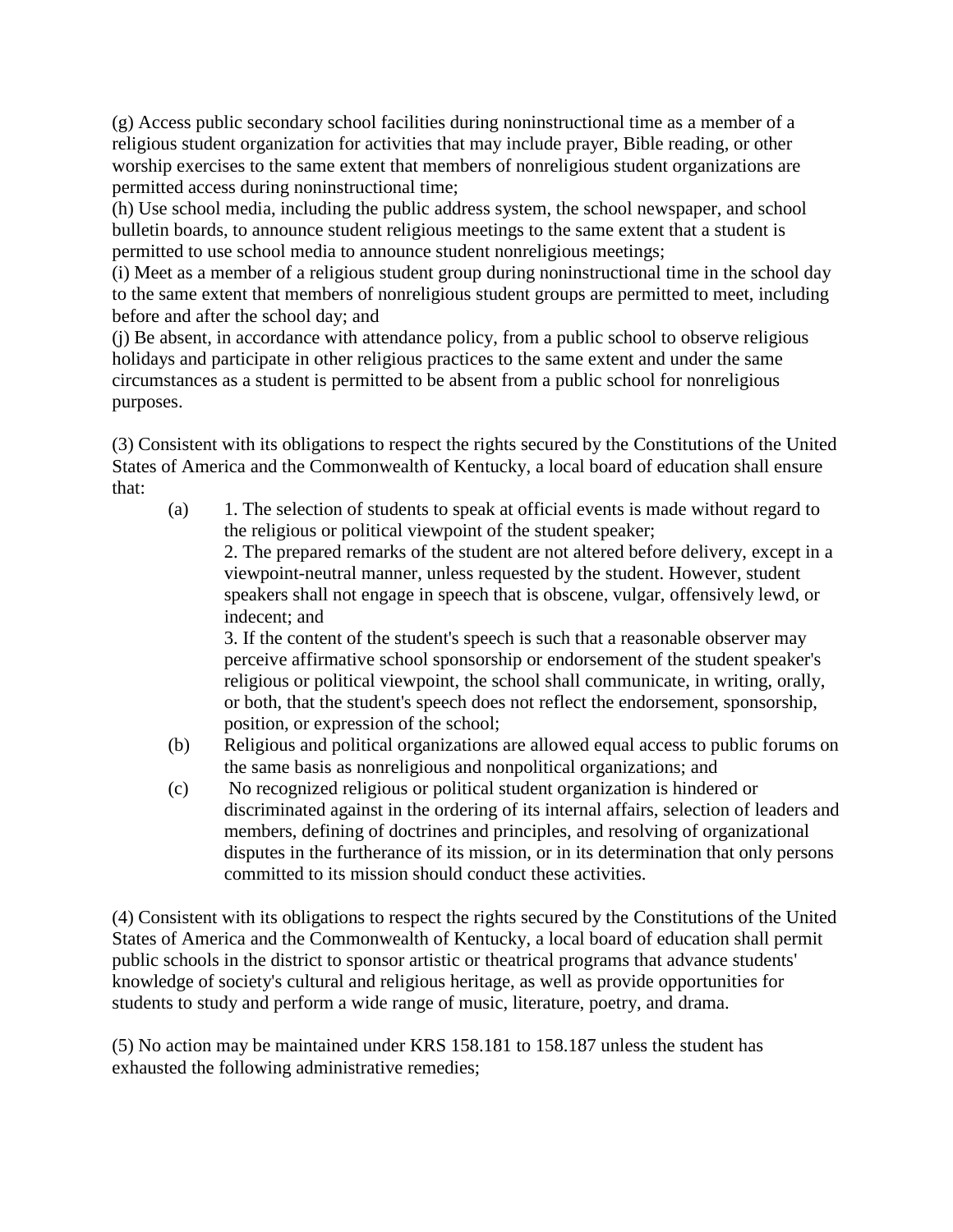(g) Access public secondary school facilities during noninstructional time as a member of a religious student organization for activities that may include prayer, Bible reading, or other worship exercises to the same extent that members of nonreligious student organizations are permitted access during noninstructional time;
(h) Use school media, including the public address system, the school newspaper, and school bulletin boards, to announce student religious meetings to the same extent that a student is permitted to use school media to announce student nonreligious meetings;
(i) Meet as a member of a religious student group during noninstructional time in the school day to the same extent that members of nonreligious student groups are permitted to meet, including before and after the school day; and
(j) Be absent, in accordance with attendance policy, from a public school to observe religious holidays and participate in other religious practices to the same extent and under the same circumstances as a student is permitted to be absent from a public school for nonreligious purposes.

(3) Consistent with its obligations to respect the rights secured by the Constitutions of the United States of America and the Commonwealth of Kentucky, a local board of education shall ensure that:

(a) 1. The selection of students to speak at official events is made without regard to the religious or political viewpoint of the student speaker;
2. The prepared remarks of the student are not altered before delivery, except in a viewpoint-neutral manner, unless requested by the student. However, student speakers shall not engage in speech that is obscene, vulgar, offensively lewd, or indecent; and
3. If the content of the student's speech is such that a reasonable observer may perceive affirmative school sponsorship or endorsement of the student speaker's religious or political viewpoint, the school shall communicate, in writing, orally, or both, that the student's speech does not reflect the endorsement, sponsorship, position, or expression of the school;

(b) Religious and political organizations are allowed equal access to public forums on the same basis as nonreligious and nonpolitical organizations; and

(c) No recognized religious or political student organization is hindered or discriminated against in the ordering of its internal affairs, selection of leaders and members, defining of doctrines and principles, and resolving of organizational disputes in the furtherance of its mission, or in its determination that only persons committed to its mission should conduct these activities.

(4) Consistent with its obligations to respect the rights secured by the Constitutions of the United States of America and the Commonwealth of Kentucky, a local board of education shall permit public schools in the district to sponsor artistic or theatrical programs that advance students' knowledge of society's cultural and religious heritage, as well as provide opportunities for students to study and perform a wide range of music, literature, poetry, and drama.

(5) No action may be maintained under KRS 158.181 to 158.187 unless the student has exhausted the following administrative remedies;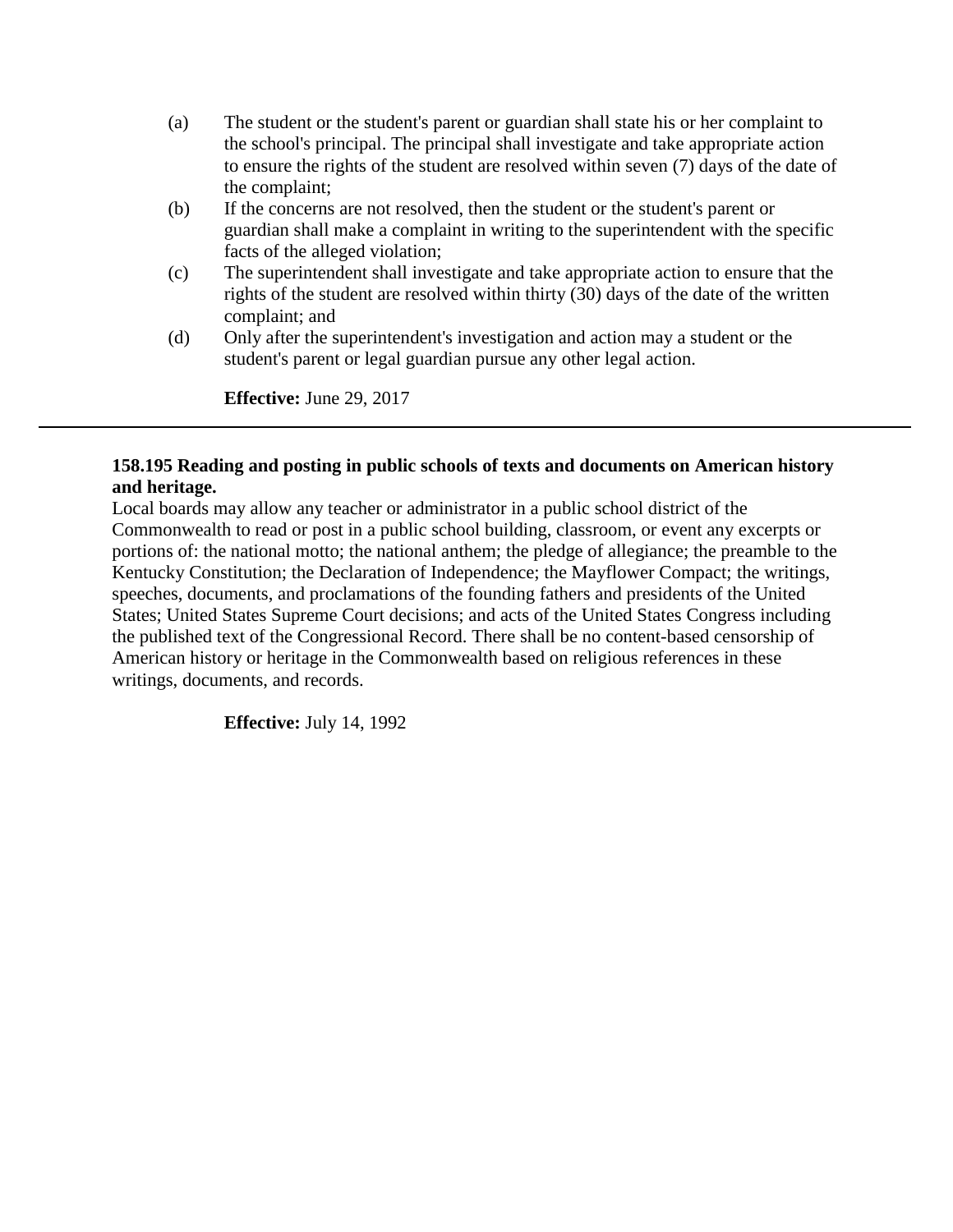(a) The student or the student's parent or guardian shall state his or her complaint to the school's principal. The principal shall investigate and take appropriate action to ensure the rights of the student are resolved within seven (7) days of the date of the complaint;

(b) If the concerns are not resolved, then the student or the student's parent or guardian shall make a complaint in writing to the superintendent with the specific facts of the alleged violation;

(c) The superintendent shall investigate and take appropriate action to ensure that the rights of the student are resolved within thirty (30) days of the date of the written complaint; and

(d) Only after the superintendent's investigation and action may a student or the student's parent or legal guardian pursue any other legal action.

**Effective:** June 29, 2017

---

**158.195 Reading and posting in public schools of texts and documents on American history and heritage.**

Local boards may allow any teacher or administrator in a public school district of the Commonwealth to read or post in a public school building, classroom, or event any excerpts or portions of: the national motto; the national anthem; the pledge of allegiance; the preamble to the Kentucky Constitution; the Declaration of Independence; the Mayflower Compact; the writings, speeches, documents, and proclamations of the founding fathers and presidents of the United States; United States Supreme Court decisions; and acts of the United States Congress including the published text of the Congressional Record. There shall be no content-based censorship of American history or heritage in the Commonwealth based on religious references in these writings, documents, and records.

**Effective:** July 14, 1992